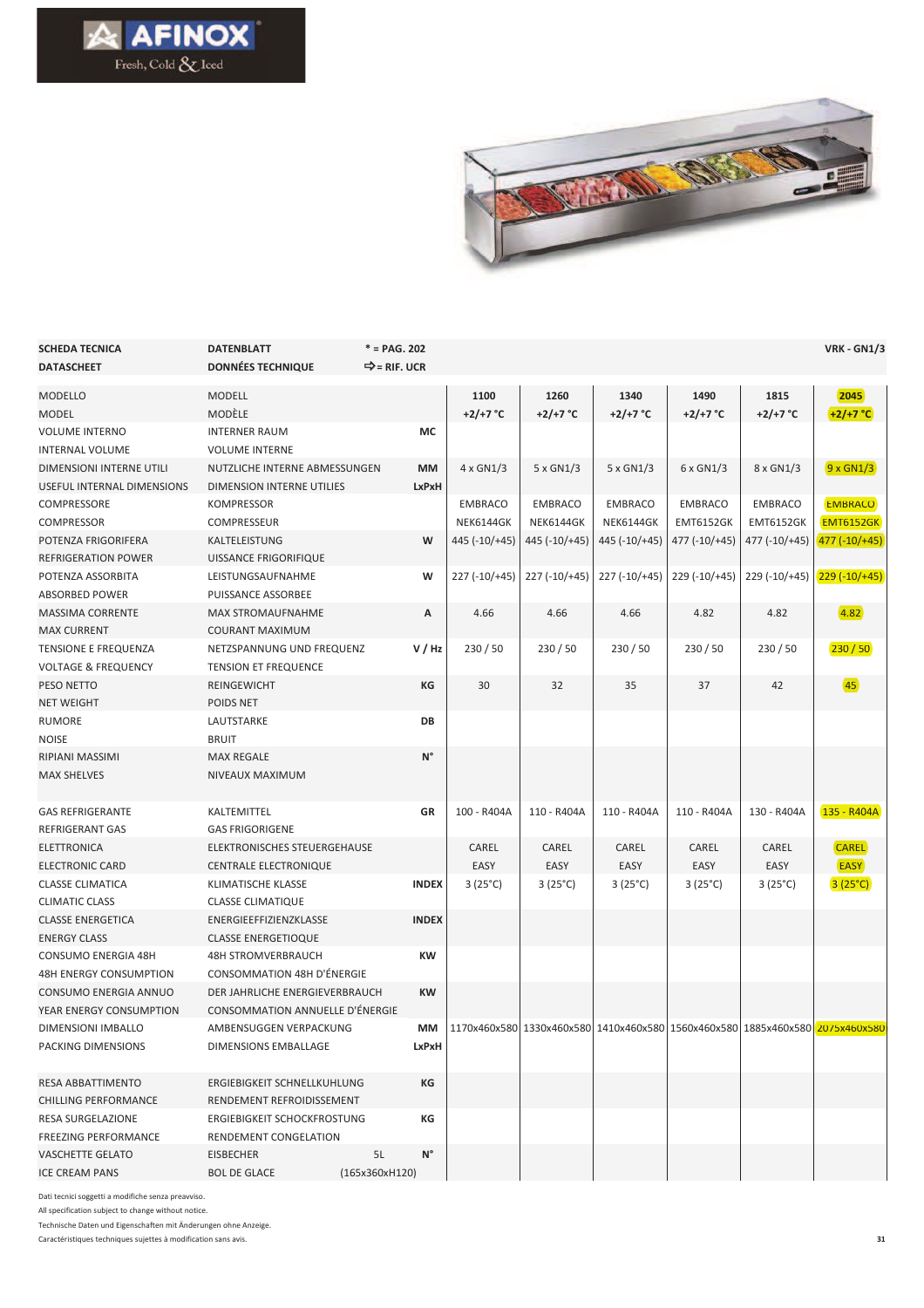AFINOX
Fresh, Cold & Iced

| SCHEDA TECNICA<br>DATASCHEET | DATENBLATT<br>DONNÉES TECHNIQUE | * = PAG. 202<br>⇨ = RIF. UCR | | | | | | VRK - GN1/3 |
|---|---|---|---|---|---|---|---|---|
| MODELLO<br>MODEL | MODELL<br>MODÈLE | | 1100<br>+2/+7 °C | 1260<br>+2/+7 °C | 1340<br>+2/+7 °C | 1490<br>+2/+7 °C | 1815<br>+2/+7 °C | 2045<br>+2/+7 °C |
| VOLUME INTERNO<br>INTERNAL VOLUME | INTERNER RAUM<br>VOLUME INTERNE | MC | | | | | | |
| DIMENSIONI INTERNE UTILI<br>USEFUL INTERNAL DIMENSIONS | NUTZLICHE INTERNE ABMESSUNGEN<br>DIMENSION INTERNE UTILIES | MM<br>LxPxH | 4 x GN1/3 | 5 x GN1/3 | 5 x GN1/3 | 6 x GN1/3 | 8 x GN1/3 | 9 x GN1/3 |
| COMPRESSORE<br>COMPRESSOR | KOMPRESSOR<br>COMPRESSEUR | | EMBRACO<br>NEK6144GK | EMBRACO<br>NEK6144GK | EMBRACO<br>NEK6144GK | EMBRACO<br>EMT6152GK | EMBRACO<br>EMT6152GK | EMBRACO<br>EMT6152GK |
| POTENZA FRIGORIFERA<br>REFRIGERATION POWER | KALTELEISTUNG<br>UISSANCE FRIGORIFIQUE | W | 445 (-10/+45) | 445 (-10/+45) | 445 (-10/+45) | 477 (-10/+45) | 477 (-10/+45) | 477 (-10/+45) |
| POTENZA ASSORBITA<br>ABSORBED POWER | LEISTUNGSAUFNAHME<br>PUISSANCE ASSORBEE | W | 227 (-10/+45) | 227 (-10/+45) | 227 (-10/+45) | 229 (-10/+45) | 229 (-10/+45) | 229 (-10/+45) |
| MASSIMA CORRENTE<br>MAX CURRENT | MAX STROMAUFNAHME<br>COURANT MAXIMUM | A | 4.66 | 4.66 | 4.66 | 4.82 | 4.82 | 4.82 |
| TENSIONE E FREQUENZA<br>VOLTAGE & FREQUENCY | NETZSPANNUNG UND FREQUENZ<br>TENSION ET FREQUENCE | V / Hz | 230 / 50 | 230 / 50 | 230 / 50 | 230 / 50 | 230 / 50 | 230 / 50 |
| PESO NETTO<br>NET WEIGHT | REINGEWICHT<br>POIDS NET | KG | 30 | 32 | 35 | 37 | 42 | 45 |
| RUMORE<br>NOISE | LAUTSTARKE<br>BRUIT | DB | | | | | | |
| RIPIANI MASSIMI<br>MAX SHELVES | MAX REGALE<br>NIVEAUX MAXIMUM | N° | | | | | | |
| GAS REFRIGERANTE<br>REFRIGERANT GAS | KALTEMITTEL<br>GAS FRIGORIGENE | GR | 100 - R404A | 110 - R404A | 110 - R404A | 110 - R404A | 130 - R404A | 135 - R404A |
| ELETTRONICA<br>ELECTRONIC CARD | ELEKTRONISCHES STEUERGEHAUSE<br>CENTRALE ELECTRONIQUE | | CAREL<br>EASY | CAREL<br>EASY | CAREL<br>EASY | CAREL<br>EASY | CAREL<br>EASY | CAREL<br>EASY |
| CLASSE CLIMATICA<br>CLIMATIC CLASS | KLIMATISCHE KLASSE<br>CLASSE CLIMATIQUE | INDEX | 3 (25°C) | 3 (25°C) | 3 (25°C) | 3 (25°C) | 3 (25°C) | 3 (25°C) |
| CLASSE ENERGETICA<br>ENERGY CLASS | ENERGIEEFFIZIENZKLASSE<br>CLASSE ENERGETIOQUE | INDEX | | | | | | |
| CONSUMO ENERGIA 48H<br>48H ENERGY CONSUMPTION | 48H STROMVERBRAUCH<br>CONSOMMATION 48H D'ÉNERGIE | KW | | | | | | |
| CONSUMO ENERGIA ANNUO<br>YEAR ENERGY CONSUMPTION | DER JAHRLICHE ENERGIEVERBRAUCH<br>CONSOMMATION ANNUELLE D'ÉNERGIE | KW | | | | | | |
| DIMENSIONI IMBALLO<br>PACKING DIMENSIONS | AMBENSUGGEN VERPACKUNG<br>DIMENSIONS EMBALLAGE | MM<br>LxPxH | 1170x460x580 | 1330x460x580 | 1410x460x580 | 1560x460x580 | 1885x460x580 | 2075x460x580 |
| RESA ABBATTIMENTO<br>CHILLING PERFORMANCE | ERGIEBIGKEIT SCHNELLKUHLUNG<br>RENDEMENT REFROIDISSEMENT | KG | | | | | | |
| RESA SURGELAZIONE<br>FREEZING PERFORMANCE | ERGIEBIGKEIT SCHOCKFROSTUNG<br>RENDEMENT CONGELATION | KG | | | | | | |
| VASCHETTE GELATO<br>ICE CREAM PANS | EISBECHER 5L<br>BOL DE GLACE (165x360xH120) | N° | | | | | | |

Dati tecnici soggetti a modifiche senza preavviso.
All specification subject to change without notice.
Technische Daten und Eigenschaften mit Änderungen ohne Anzeige.
Caractéristiques techniques sujettes à modification sans avis.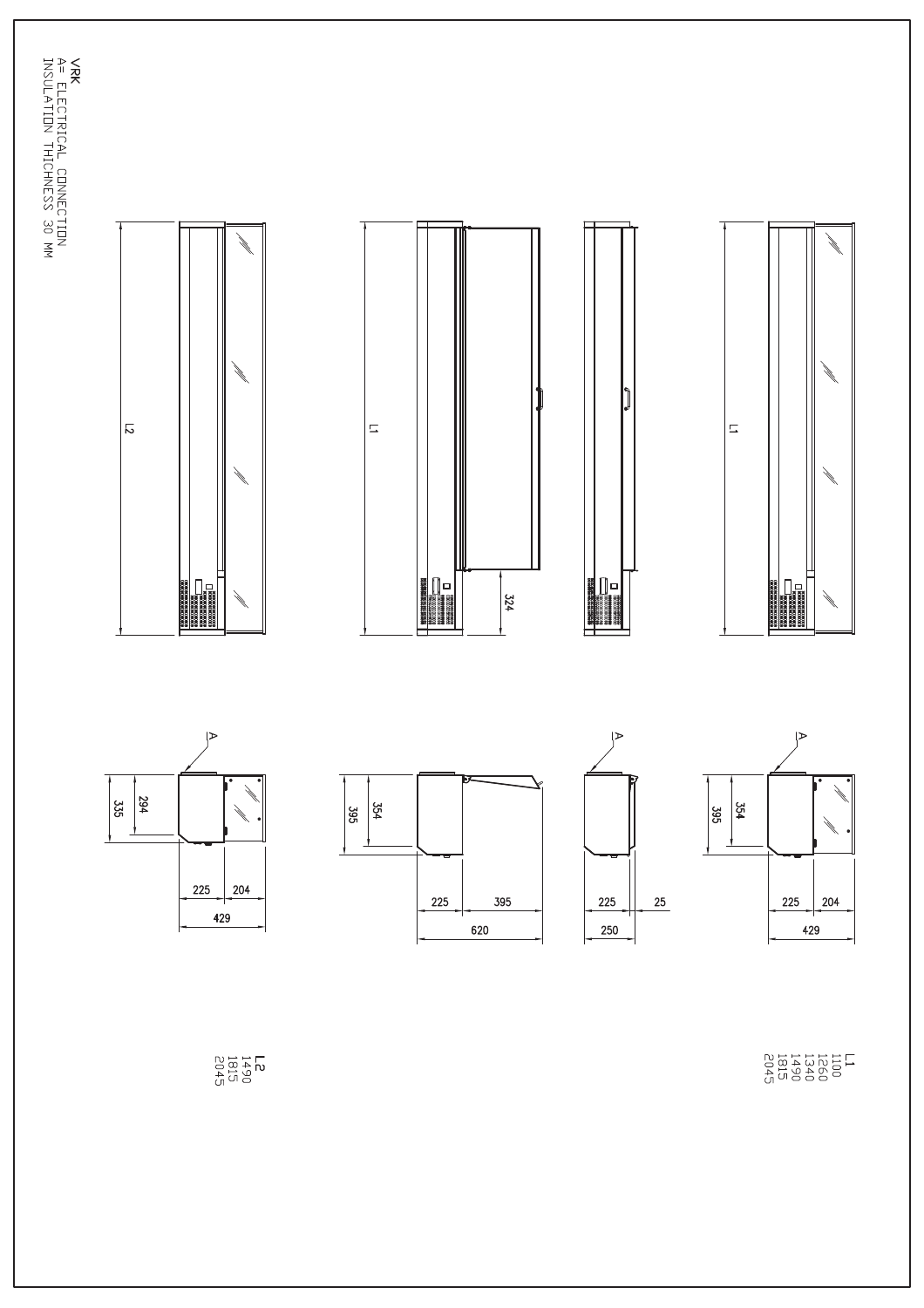VRK
A= ELECTRICAL CONNECTION
INSULATION THICHNESS 30 MM

L2
L1
324
L1

A
335
294
225
204
429

395
354
225
395
620

A
225
25
250

A
395
354
225
204
429

L2
1490
1815
2045

L1
1100
1260
1340
1490
1815
2045